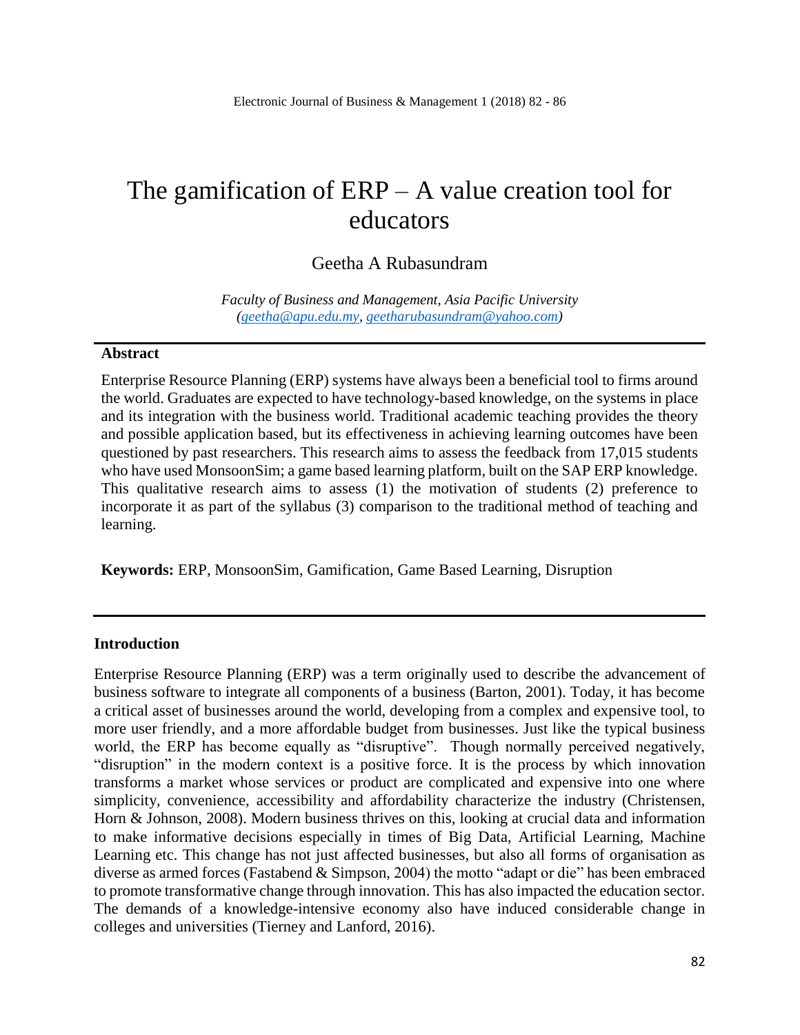# The gamification of ERP – A value creation tool for educators

Geetha A Rubasundram

*Faculty of Business and Management, Asia Pacific University*
*(geetha@apu.edu.my, geetharubasundram@yahoo.com)*

**Abstract**

Enterprise Resource Planning (ERP) systems have always been a beneficial tool to firms around the world. Graduates are expected to have technology-based knowledge, on the systems in place and its integration with the business world. Traditional academic teaching provides the theory and possible application based, but its effectiveness in achieving learning outcomes have been questioned by past researchers. This research aims to assess the feedback from 17,015 students who have used MonsoonSim; a game based learning platform, built on the SAP ERP knowledge. This qualitative research aims to assess (1) the motivation of students (2) preference to incorporate it as part of the syllabus (3) comparison to the traditional method of teaching and learning.

**Keywords:** ERP, MonsoonSim, Gamification, Game Based Learning, Disruption

## Introduction

Enterprise Resource Planning (ERP) was a term originally used to describe the advancement of business software to integrate all components of a business (Barton, 2001). Today, it has become a critical asset of businesses around the world, developing from a complex and expensive tool, to more user friendly, and a more affordable budget from businesses. Just like the typical business world, the ERP has become equally as "disruptive". Though normally perceived negatively, "disruption" in the modern context is a positive force. It is the process by which innovation transforms a market whose services or product are complicated and expensive into one where simplicity, convenience, accessibility and affordability characterize the industry (Christensen, Horn & Johnson, 2008). Modern business thrives on this, looking at crucial data and information to make informative decisions especially in times of Big Data, Artificial Learning, Machine Learning etc. This change has not just affected businesses, but also all forms of organisation as diverse as armed forces (Fastabend & Simpson, 2004) the motto "adapt or die" has been embraced to promote transformative change through innovation. This has also impacted the education sector. The demands of a knowledge-intensive economy also have induced considerable change in colleges and universities (Tierney and Lanford, 2016).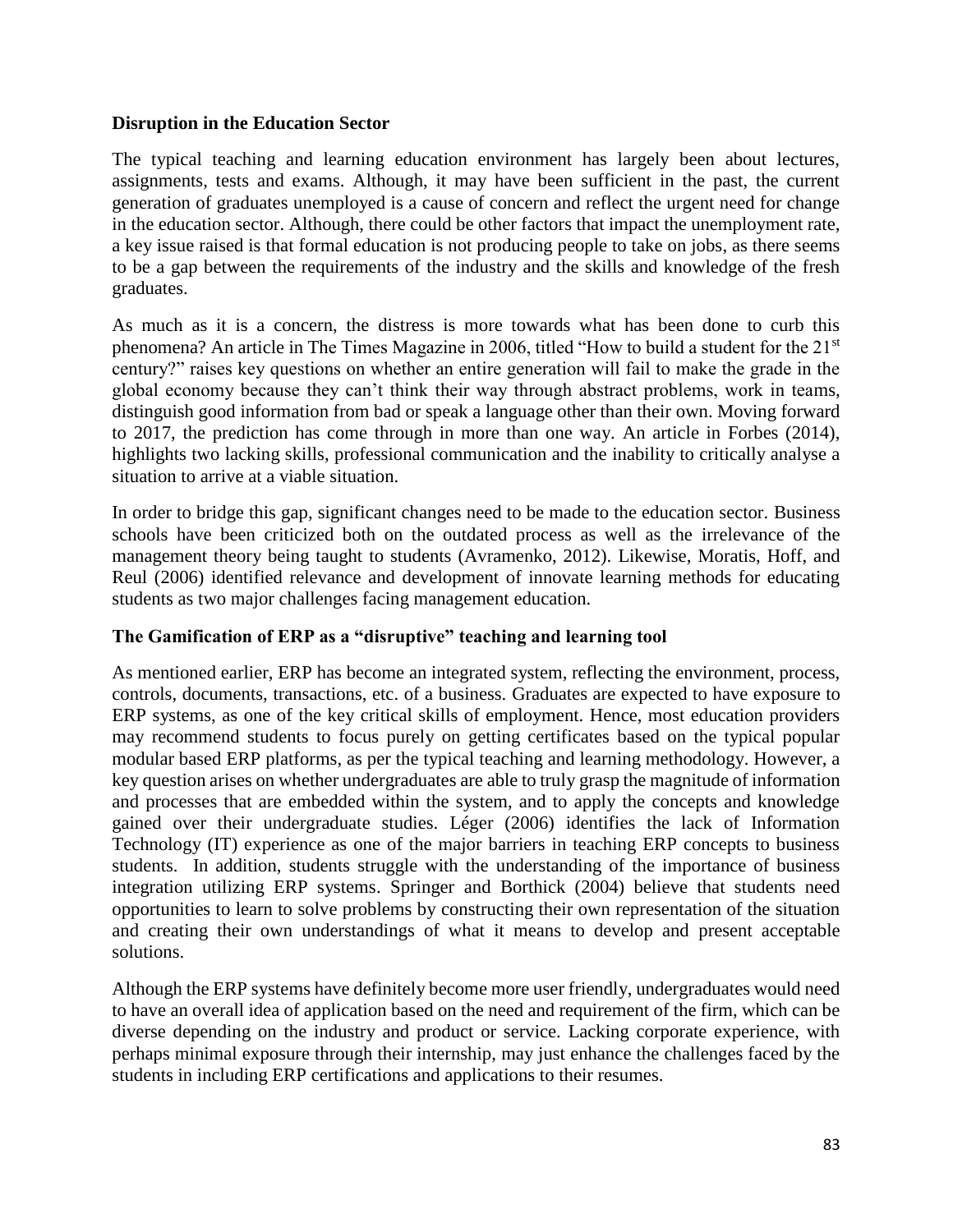**Disruption in the Education Sector**

The typical teaching and learning education environment has largely been about lectures, assignments, tests and exams. Although, it may have been sufficient in the past, the current generation of graduates unemployed is a cause of concern and reflect the urgent need for change in the education sector. Although, there could be other factors that impact the unemployment rate, a key issue raised is that formal education is not producing people to take on jobs, as there seems to be a gap between the requirements of the industry and the skills and knowledge of the fresh graduates.

As much as it is a concern, the distress is more towards what has been done to curb this phenomena? An article in The Times Magazine in 2006, titled "How to build a student for the 21st century?" raises key questions on whether an entire generation will fail to make the grade in the global economy because they can't think their way through abstract problems, work in teams, distinguish good information from bad or speak a language other than their own. Moving forward to 2017, the prediction has come through in more than one way. An article in Forbes (2014), highlights two lacking skills, professional communication and the inability to critically analyse a situation to arrive at a viable situation.

In order to bridge this gap, significant changes need to be made to the education sector. Business schools have been criticized both on the outdated process as well as the irrelevance of the management theory being taught to students (Avramenko, 2012). Likewise, Moratis, Hoff, and Reul (2006) identified relevance and development of innovate learning methods for educating students as two major challenges facing management education.

**The Gamification of ERP as a "disruptive" teaching and learning tool**

As mentioned earlier, ERP has become an integrated system, reflecting the environment, process, controls, documents, transactions, etc. of a business. Graduates are expected to have exposure to ERP systems, as one of the key critical skills of employment. Hence, most education providers may recommend students to focus purely on getting certificates based on the typical popular modular based ERP platforms, as per the typical teaching and learning methodology. However, a key question arises on whether undergraduates are able to truly grasp the magnitude of information and processes that are embedded within the system, and to apply the concepts and knowledge gained over their undergraduate studies. Léger (2006) identifies the lack of Information Technology (IT) experience as one of the major barriers in teaching ERP concepts to business students. In addition, students struggle with the understanding of the importance of business integration utilizing ERP systems. Springer and Borthick (2004) believe that students need opportunities to learn to solve problems by constructing their own representation of the situation and creating their own understandings of what it means to develop and present acceptable solutions.

Although the ERP systems have definitely become more user friendly, undergraduates would need to have an overall idea of application based on the need and requirement of the firm, which can be diverse depending on the industry and product or service. Lacking corporate experience, with perhaps minimal exposure through their internship, may just enhance the challenges faced by the students in including ERP certifications and applications to their resumes.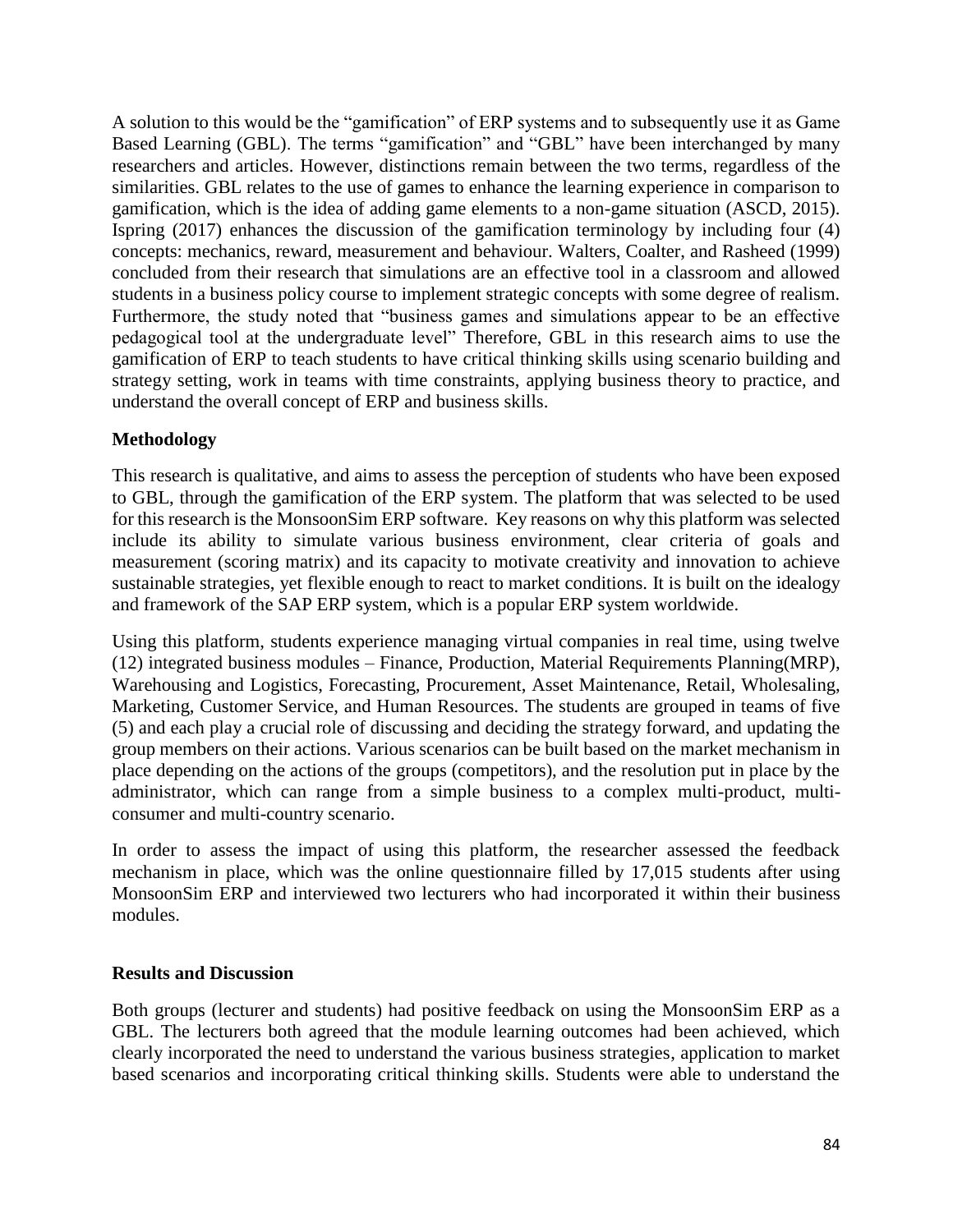A solution to this would be the "gamification" of ERP systems and to subsequently use it as Game Based Learning (GBL). The terms "gamification" and "GBL" have been interchanged by many researchers and articles. However, distinctions remain between the two terms, regardless of the similarities. GBL relates to the use of games to enhance the learning experience in comparison to gamification, which is the idea of adding game elements to a non-game situation (ASCD, 2015). Ispring (2017) enhances the discussion of the gamification terminology by including four (4) concepts: mechanics, reward, measurement and behaviour. Walters, Coalter, and Rasheed (1999) concluded from their research that simulations are an effective tool in a classroom and allowed students in a business policy course to implement strategic concepts with some degree of realism. Furthermore, the study noted that "business games and simulations appear to be an effective pedagogical tool at the undergraduate level" Therefore, GBL in this research aims to use the gamification of ERP to teach students to have critical thinking skills using scenario building and strategy setting, work in teams with time constraints, applying business theory to practice, and understand the overall concept of ERP and business skills.

**Methodology**

This research is qualitative, and aims to assess the perception of students who have been exposed to GBL, through the gamification of the ERP system. The platform that was selected to be used for this research is the MonsoonSim ERP software. Key reasons on why this platform was selected include its ability to simulate various business environment, clear criteria of goals and measurement (scoring matrix) and its capacity to motivate creativity and innovation to achieve sustainable strategies, yet flexible enough to react to market conditions. It is built on the idealogy and framework of the SAP ERP system, which is a popular ERP system worldwide.

Using this platform, students experience managing virtual companies in real time, using twelve (12) integrated business modules – Finance, Production, Material Requirements Planning(MRP), Warehousing and Logistics, Forecasting, Procurement, Asset Maintenance, Retail, Wholesaling, Marketing, Customer Service, and Human Resources. The students are grouped in teams of five (5) and each play a crucial role of discussing and deciding the strategy forward, and updating the group members on their actions. Various scenarios can be built based on the market mechanism in place depending on the actions of the groups (competitors), and the resolution put in place by the administrator, which can range from a simple business to a complex multi-product, multi-consumer and multi-country scenario.

In order to assess the impact of using this platform, the researcher assessed the feedback mechanism in place, which was the online questionnaire filled by 17,015 students after using MonsoonSim ERP and interviewed two lecturers who had incorporated it within their business modules.

**Results and Discussion**

Both groups (lecturer and students) had positive feedback on using the MonsoonSim ERP as a GBL. The lecturers both agreed that the module learning outcomes had been achieved, which clearly incorporated the need to understand the various business strategies, application to market based scenarios and incorporating critical thinking skills. Students were able to understand the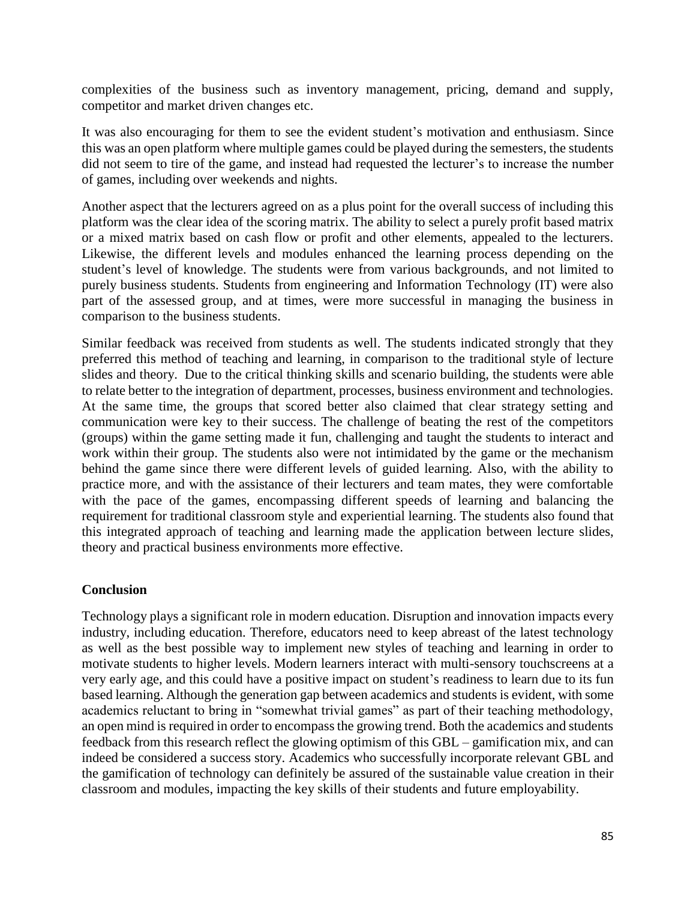complexities of the business such as inventory management, pricing, demand and supply, competitor and market driven changes etc.

It was also encouraging for them to see the evident student's motivation and enthusiasm. Since this was an open platform where multiple games could be played during the semesters, the students did not seem to tire of the game, and instead had requested the lecturer's to increase the number of games, including over weekends and nights.

Another aspect that the lecturers agreed on as a plus point for the overall success of including this platform was the clear idea of the scoring matrix. The ability to select a purely profit based matrix or a mixed matrix based on cash flow or profit and other elements, appealed to the lecturers. Likewise, the different levels and modules enhanced the learning process depending on the student's level of knowledge. The students were from various backgrounds, and not limited to purely business students. Students from engineering and Information Technology (IT) were also part of the assessed group, and at times, were more successful in managing the business in comparison to the business students.

Similar feedback was received from students as well. The students indicated strongly that they preferred this method of teaching and learning, in comparison to the traditional style of lecture slides and theory. Due to the critical thinking skills and scenario building, the students were able to relate better to the integration of department, processes, business environment and technologies. At the same time, the groups that scored better also claimed that clear strategy setting and communication were key to their success. The challenge of beating the rest of the competitors (groups) within the game setting made it fun, challenging and taught the students to interact and work within their group. The students also were not intimidated by the game or the mechanism behind the game since there were different levels of guided learning. Also, with the ability to practice more, and with the assistance of their lecturers and team mates, they were comfortable with the pace of the games, encompassing different speeds of learning and balancing the requirement for traditional classroom style and experiential learning. The students also found that this integrated approach of teaching and learning made the application between lecture slides, theory and practical business environments more effective.

## Conclusion

Technology plays a significant role in modern education. Disruption and innovation impacts every industry, including education. Therefore, educators need to keep abreast of the latest technology as well as the best possible way to implement new styles of teaching and learning in order to motivate students to higher levels. Modern learners interact with multi-sensory touchscreens at a very early age, and this could have a positive impact on student's readiness to learn due to its fun based learning. Although the generation gap between academics and students is evident, with some academics reluctant to bring in "somewhat trivial games" as part of their teaching methodology, an open mind is required in order to encompass the growing trend. Both the academics and students feedback from this research reflect the glowing optimism of this GBL – gamification mix, and can indeed be considered a success story. Academics who successfully incorporate relevant GBL and the gamification of technology can definitely be assured of the sustainable value creation in their classroom and modules, impacting the key skills of their students and future employability.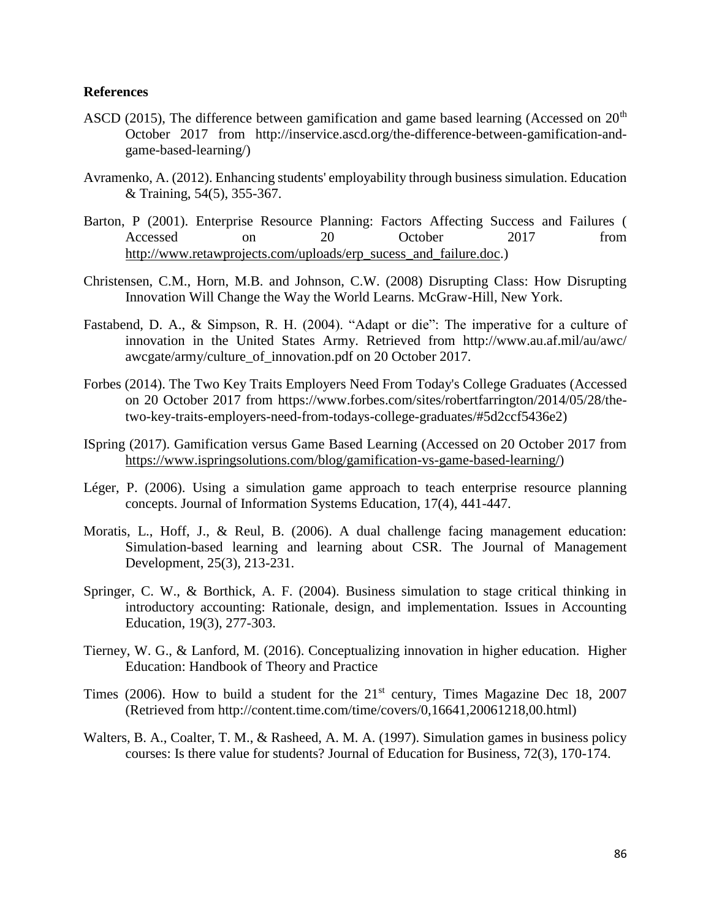**References**

ASCD (2015), The difference between gamification and game based learning (Accessed on 20th October 2017 from http://inservice.ascd.org/the-difference-between-gamification-and-game-based-learning/)

Avramenko, A. (2012). Enhancing students' employability through business simulation. Education & Training, 54(5), 355-367.

Barton, P (2001). Enterprise Resource Planning: Factors Affecting Success and Failures ( Accessed on 20 October 2017 from http://www.retawprojects.com/uploads/erp_sucess_and_failure.doc.)

Christensen, C.M., Horn, M.B. and Johnson, C.W. (2008) Disrupting Class: How Disrupting Innovation Will Change the Way the World Learns. McGraw-Hill, New York.

Fastabend, D. A., & Simpson, R. H. (2004). "Adapt or die": The imperative for a culture of innovation in the United States Army. Retrieved from http://www.au.af.mil/au/awc/awcgate/army/culture_of_innovation.pdf on 20 October 2017.

Forbes (2014). The Two Key Traits Employers Need From Today's College Graduates (Accessed on 20 October 2017 from https://www.forbes.com/sites/robertfarrington/2014/05/28/the-two-key-traits-employers-need-from-todays-college-graduates/#5d2ccf5436e2)

ISpring (2017). Gamification versus Game Based Learning (Accessed on 20 October 2017 from https://www.ispringsolutions.com/blog/gamification-vs-game-based-learning/)

Léger, P. (2006). Using a simulation game approach to teach enterprise resource planning concepts. Journal of Information Systems Education, 17(4), 441-447.

Moratis, L., Hoff, J., & Reul, B. (2006). A dual challenge facing management education: Simulation-based learning and learning about CSR. The Journal of Management Development, 25(3), 213-231.

Springer, C. W., & Borthick, A. F. (2004). Business simulation to stage critical thinking in introductory accounting: Rationale, design, and implementation. Issues in Accounting Education, 19(3), 277-303.

Tierney, W. G., & Lanford, M. (2016). Conceptualizing innovation in higher education. Higher Education: Handbook of Theory and Practice

Times (2006). How to build a student for the 21st century, Times Magazine Dec 18, 2007 (Retrieved from http://content.time.com/time/covers/0,16641,20061218,00.html)

Walters, B. A., Coalter, T. M., & Rasheed, A. M. A. (1997). Simulation games in business policy courses: Is there value for students? Journal of Education for Business, 72(3), 170-174.